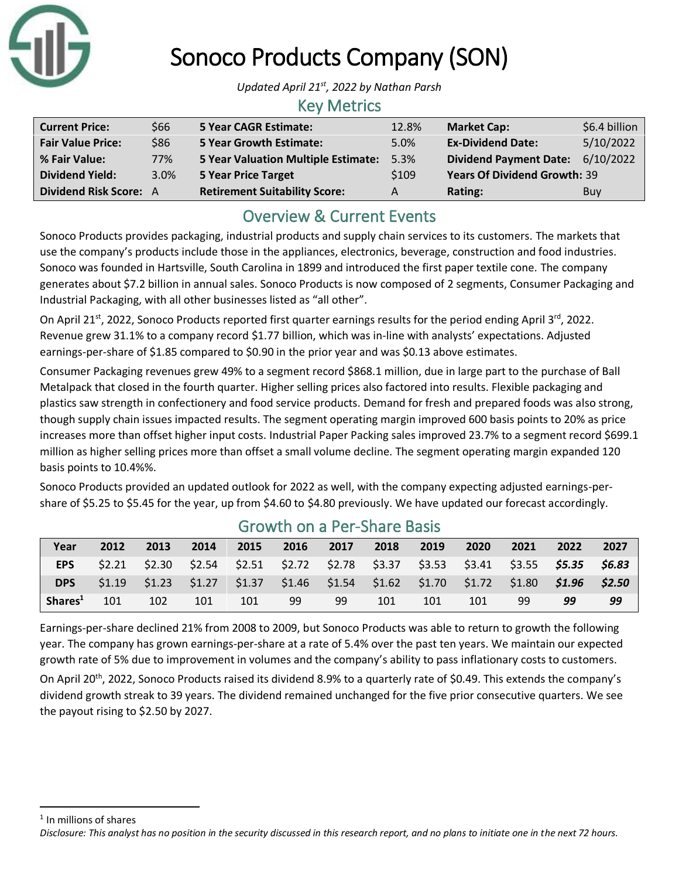# Sonoco Products Company (SON)

*Updated April 21st, 2022 by Nathan Parsh*

## Key Metrics

| | | | | | |
|---|---|---|---|---|---|
| **Current Price:** | $66 | **5 Year CAGR Estimate:** | 12.8% | **Market Cap:** | $6.4 billion |
| **Fair Value Price:** | $86 | **5 Year Growth Estimate:** | 5.0% | **Ex-Dividend Date:** | 5/10/2022 |
| **% Fair Value:** | 77% | **5 Year Valuation Multiple Estimate:** | 5.3% | **Dividend Payment Date:** | 6/10/2022 |
| **Dividend Yield:** | 3.0% | **5 Year Price Target** | $109 | **Years Of Dividend Growth:** | 39 |
| **Dividend Risk Score:** | A | **Retirement Suitability Score:** | A | **Rating:** | Buy |

## Overview & Current Events

Sonoco Products provides packaging, industrial products and supply chain services to its customers. The markets that use the company's products include those in the appliances, electronics, beverage, construction and food industries. Sonoco was founded in Hartsville, South Carolina in 1899 and introduced the first paper textile cone. The company generates about $7.2 billion in annual sales. Sonoco Products is now composed of 2 segments, Consumer Packaging and Industrial Packaging, with all other businesses listed as "all other".

On April 21st, 2022, Sonoco Products reported first quarter earnings results for the period ending April 3rd, 2022. Revenue grew 31.1% to a company record $1.77 billion, which was in-line with analysts' expectations. Adjusted earnings-per-share of $1.85 compared to $0.90 in the prior year and was $0.13 above estimates.

Consumer Packaging revenues grew 49% to a segment record $868.1 million, due in large part to the purchase of Ball Metalpack that closed in the fourth quarter. Higher selling prices also factored into results. Flexible packaging and plastics saw strength in confectionery and food service products. Demand for fresh and prepared foods was also strong, though supply chain issues impacted results. The segment operating margin improved 600 basis points to 20% as price increases more than offset higher input costs. Industrial Paper Packing sales improved 23.7% to a segment record $699.1 million as higher selling prices more than offset a small volume decline. The segment operating margin expanded 120 basis points to 10.4%%.

Sonoco Products provided an updated outlook for 2022 as well, with the company expecting adjusted earnings-per-share of $5.25 to $5.45 for the year, up from $4.60 to $4.80 previously. We have updated our forecast accordingly.

## Growth on a Per-Share Basis

| Year | 2012 | 2013 | 2014 | 2015 | 2016 | 2017 | 2018 | 2019 | 2020 | 2021 | 2022 | 2027 |
|---|---|---|---|---|---|---|---|---|---|---|---|---|
| **EPS** | $2.21 | $2.30 | $2.54 | $2.51 | $2.72 | $2.78 | $3.37 | $3.53 | $3.41 | $3.55 | ***$5.35*** | ***$6.83*** |
| **DPS** | $1.19 | $1.23 | $1.27 | $1.37 | $1.46 | $1.54 | $1.62 | $1.70 | $1.72 | $1.80 | ***$1.96*** | ***$2.50*** |
| **Shares[1]** | 101 | 102 | 101 | 101 | 99 | 99 | 101 | 101 | 101 | 99 | ***99*** | ***99*** |

Earnings-per-share declined 21% from 2008 to 2009, but Sonoco Products was able to return to growth the following year. The company has grown earnings-per-share at a rate of 5.4% over the past ten years. We maintain our expected growth rate of 5% due to improvement in volumes and the company's ability to pass inflationary costs to customers.

On April 20th, 2022, Sonoco Products raised its dividend 8.9% to a quarterly rate of $0.49. This extends the company's dividend growth streak to 39 years. The dividend remained unchanged for the five prior consecutive quarters. We see the payout rising to $2.50 by 2027.

[1] In millions of shares

*Disclosure: This analyst has no position in the security discussed in this research report, and no plans to initiate one in the next 72 hours.*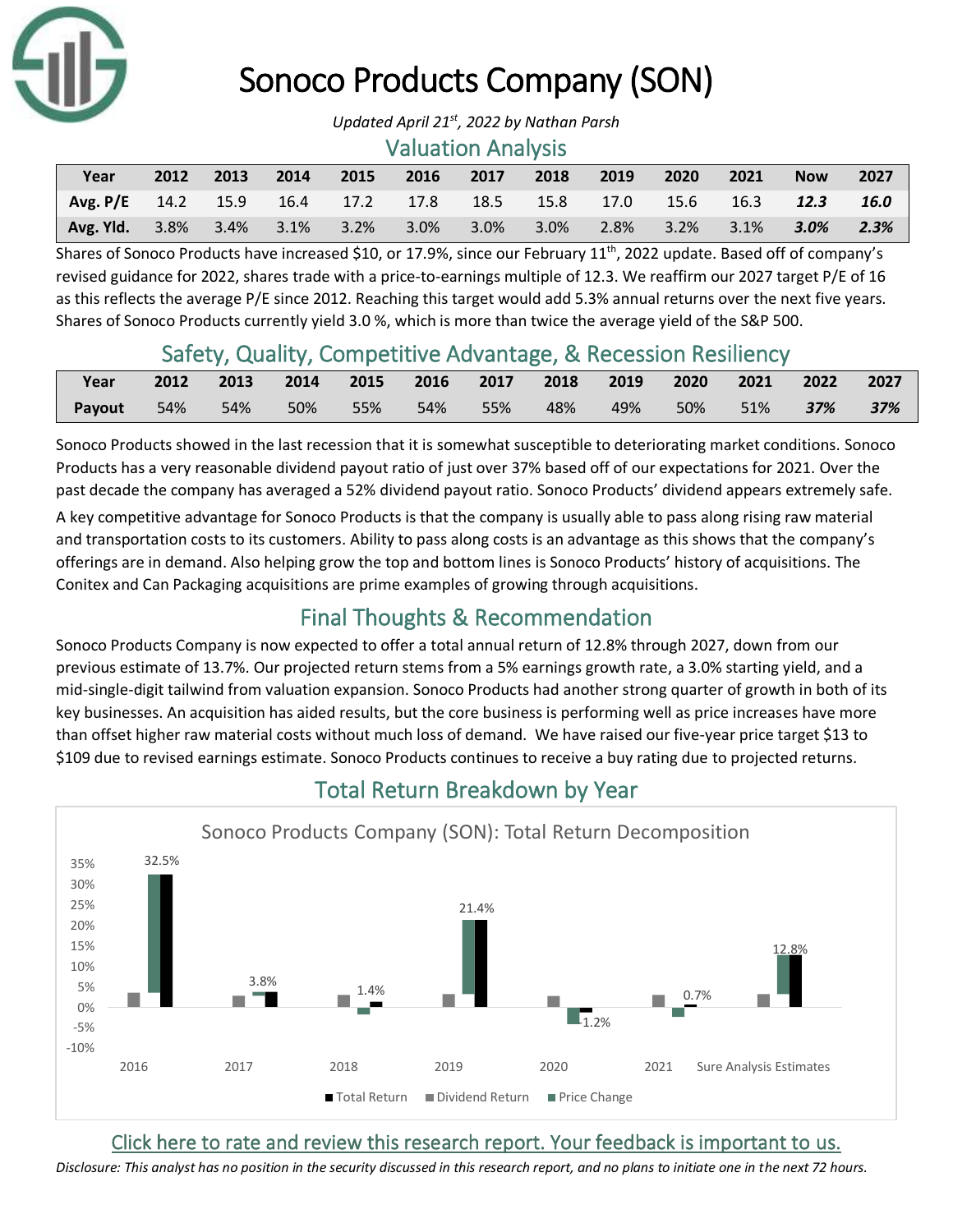# Sonoco Products Company (SON)

*Updated April 21st, 2022 by Nathan Parsh*

## Valuation Analysis

| Year | 2012 | 2013 | 2014 | 2015 | 2016 | 2017 | 2018 | 2019 | 2020 | 2021 | Now | 2027 |
|---|---|---|---|---|---|---|---|---|---|---|---|---|
| Avg. P/E | 14.2 | 15.9 | 16.4 | 17.2 | 17.8 | 18.5 | 15.8 | 17.0 | 15.6 | 16.3 | ***12.3*** | ***16.0*** |
| Avg. Yld. | 3.8% | 3.4% | 3.1% | 3.2% | 3.0% | 3.0% | 3.0% | 2.8% | 3.2% | 3.1% | ***3.0%*** | ***2.3%*** |

Shares of Sonoco Products have increased $10, or 17.9%, since our February 11th, 2022 update. Based off of company's revised guidance for 2022, shares trade with a price-to-earnings multiple of 12.3. We reaffirm our 2027 target P/E of 16 as this reflects the average P/E since 2012. Reaching this target would add 5.3% annual returns over the next five years. Shares of Sonoco Products currently yield 3.0 %, which is more than twice the average yield of the S&P 500.

## Safety, Quality, Competitive Advantage, & Recession Resiliency

| Year | 2012 | 2013 | 2014 | 2015 | 2016 | 2017 | 2018 | 2019 | 2020 | 2021 | 2022 | 2027 |
|---|---|---|---|---|---|---|---|---|---|---|---|---|
| Payout | 54% | 54% | 50% | 55% | 54% | 55% | 48% | 49% | 50% | 51% | ***37%*** | ***37%*** |

Sonoco Products showed in the last recession that it is somewhat susceptible to deteriorating market conditions. Sonoco Products has a very reasonable dividend payout ratio of just over 37% based off of our expectations for 2021. Over the past decade the company has averaged a 52% dividend payout ratio. Sonoco Products' dividend appears extremely safe.

A key competitive advantage for Sonoco Products is that the company is usually able to pass along rising raw material and transportation costs to its customers. Ability to pass along costs is an advantage as this shows that the company's offerings are in demand. Also helping grow the top and bottom lines is Sonoco Products' history of acquisitions. The Conitex and Can Packaging acquisitions are prime examples of growing through acquisitions.

## Final Thoughts & Recommendation

Sonoco Products Company is now expected to offer a total annual return of 12.8% through 2027, down from our previous estimate of 13.7%. Our projected return stems from a 5% earnings growth rate, a 3.0% starting yield, and a mid-single-digit tailwind from valuation expansion. Sonoco Products had another strong quarter of growth in both of its key businesses. An acquisition has aided results, but the core business is performing well as price increases have more than offset higher raw material costs without much loss of demand. We have raised our five-year price target $13 to $109 due to revised earnings estimate. Sonoco Products continues to receive a buy rating due to projected returns.

## Total Return Breakdown by Year

Sonoco Products Company (SON): Total Return Decomposition

| | 2016 | 2017 | 2018 | 2019 | 2020 | 2021 | Sure Analysis Estimates |
|---|---|---|---|---|---|---|---|
| Total Return | 32.5% | 3.8% | 1.4% | 21.4% | -1.2% | 0.7% | 12.8% |

Click here to rate and review this research report. Your feedback is important to us.

*Disclosure: This analyst has no position in the security discussed in this research report, and no plans to initiate one in the next 72 hours.*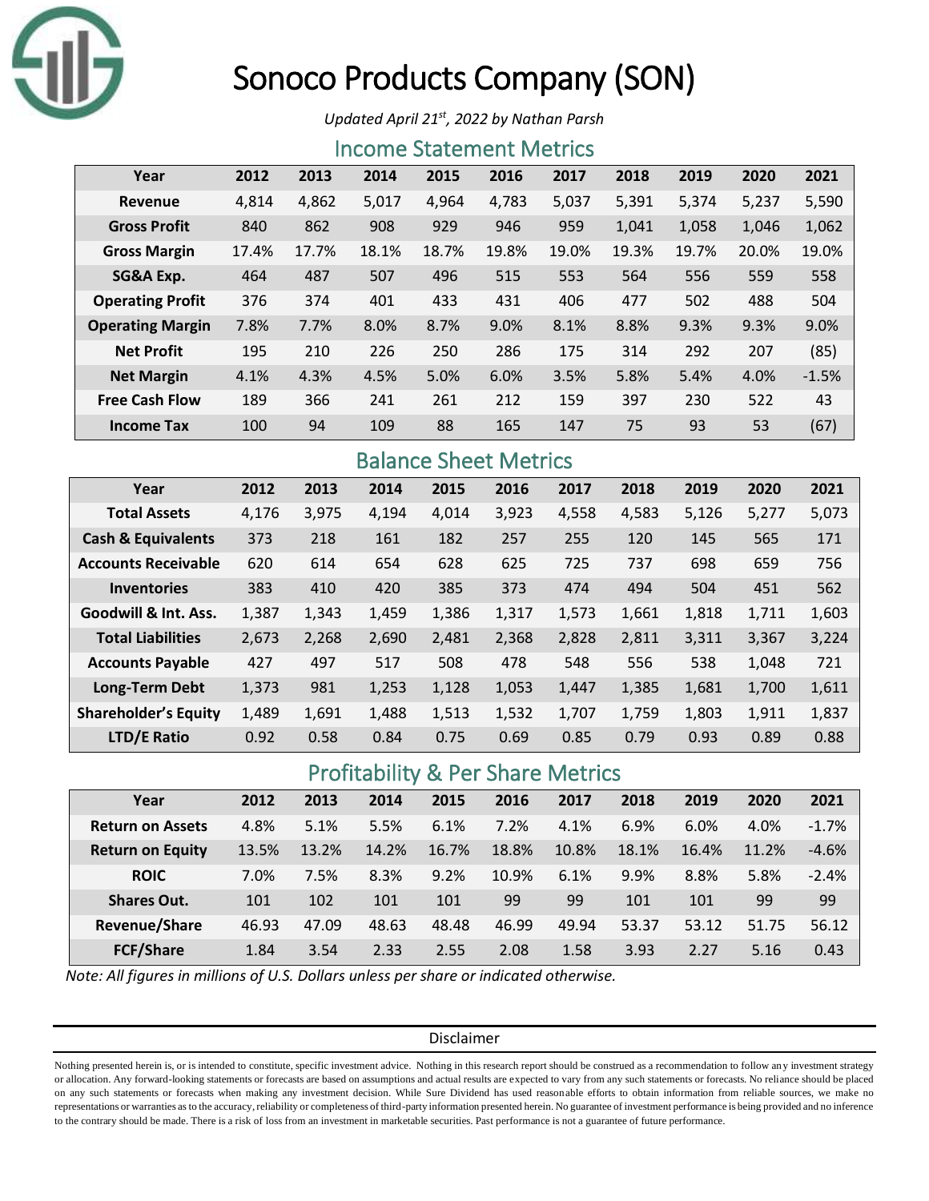# Sonoco Products Company (SON)

*Updated April 21st, 2022 by Nathan Parsh*

## Income Statement Metrics

| Year | 2012 | 2013 | 2014 | 2015 | 2016 | 2017 | 2018 | 2019 | 2020 | 2021 |
|---|---|---|---|---|---|---|---|---|---|---|
| Revenue | 4,814 | 4,862 | 5,017 | 4,964 | 4,783 | 5,037 | 5,391 | 5,374 | 5,237 | 5,590 |
| Gross Profit | 840 | 862 | 908 | 929 | 946 | 959 | 1,041 | 1,058 | 1,046 | 1,062 |
| Gross Margin | 17.4% | 17.7% | 18.1% | 18.7% | 19.8% | 19.0% | 19.3% | 19.7% | 20.0% | 19.0% |
| SG&A Exp. | 464 | 487 | 507 | 496 | 515 | 553 | 564 | 556 | 559 | 558 |
| Operating Profit | 376 | 374 | 401 | 433 | 431 | 406 | 477 | 502 | 488 | 504 |
| Operating Margin | 7.8% | 7.7% | 8.0% | 8.7% | 9.0% | 8.1% | 8.8% | 9.3% | 9.3% | 9.0% |
| Net Profit | 195 | 210 | 226 | 250 | 286 | 175 | 314 | 292 | 207 | (85) |
| Net Margin | 4.1% | 4.3% | 4.5% | 5.0% | 6.0% | 3.5% | 5.8% | 5.4% | 4.0% | -1.5% |
| Free Cash Flow | 189 | 366 | 241 | 261 | 212 | 159 | 397 | 230 | 522 | 43 |
| Income Tax | 100 | 94 | 109 | 88 | 165 | 147 | 75 | 93 | 53 | (67) |

## Balance Sheet Metrics

| Year | 2012 | 2013 | 2014 | 2015 | 2016 | 2017 | 2018 | 2019 | 2020 | 2021 |
|---|---|---|---|---|---|---|---|---|---|---|
| Total Assets | 4,176 | 3,975 | 4,194 | 4,014 | 3,923 | 4,558 | 4,583 | 5,126 | 5,277 | 5,073 |
| Cash & Equivalents | 373 | 218 | 161 | 182 | 257 | 255 | 120 | 145 | 565 | 171 |
| Accounts Receivable | 620 | 614 | 654 | 628 | 625 | 725 | 737 | 698 | 659 | 756 |
| Inventories | 383 | 410 | 420 | 385 | 373 | 474 | 494 | 504 | 451 | 562 |
| Goodwill & Int. Ass. | 1,387 | 1,343 | 1,459 | 1,386 | 1,317 | 1,573 | 1,661 | 1,818 | 1,711 | 1,603 |
| Total Liabilities | 2,673 | 2,268 | 2,690 | 2,481 | 2,368 | 2,828 | 2,811 | 3,311 | 3,367 | 3,224 |
| Accounts Payable | 427 | 497 | 517 | 508 | 478 | 548 | 556 | 538 | 1,048 | 721 |
| Long-Term Debt | 1,373 | 981 | 1,253 | 1,128 | 1,053 | 1,447 | 1,385 | 1,681 | 1,700 | 1,611 |
| Shareholder's Equity | 1,489 | 1,691 | 1,488 | 1,513 | 1,532 | 1,707 | 1,759 | 1,803 | 1,911 | 1,837 |
| LTD/E Ratio | 0.92 | 0.58 | 0.84 | 0.75 | 0.69 | 0.85 | 0.79 | 0.93 | 0.89 | 0.88 |

## Profitability & Per Share Metrics

| Year | 2012 | 2013 | 2014 | 2015 | 2016 | 2017 | 2018 | 2019 | 2020 | 2021 |
|---|---|---|---|---|---|---|---|---|---|---|
| Return on Assets | 4.8% | 5.1% | 5.5% | 6.1% | 7.2% | 4.1% | 6.9% | 6.0% | 4.0% | -1.7% |
| Return on Equity | 13.5% | 13.2% | 14.2% | 16.7% | 18.8% | 10.8% | 18.1% | 16.4% | 11.2% | -4.6% |
| ROIC | 7.0% | 7.5% | 8.3% | 9.2% | 10.9% | 6.1% | 9.9% | 8.8% | 5.8% | -2.4% |
| Shares Out. | 101 | 102 | 101 | 101 | 99 | 99 | 101 | 101 | 99 | 99 |
| Revenue/Share | 46.93 | 47.09 | 48.63 | 48.48 | 46.99 | 49.94 | 53.37 | 53.12 | 51.75 | 56.12 |
| FCF/Share | 1.84 | 3.54 | 2.33 | 2.55 | 2.08 | 1.58 | 3.93 | 2.27 | 5.16 | 0.43 |

*Note: All figures in millions of U.S. Dollars unless per share or indicated otherwise.*

---

Disclaimer

---

Nothing presented herein is, or is intended to constitute, specific investment advice. Nothing in this research report should be construed as a recommendation to follow any investment strategy or allocation. Any forward-looking statements or forecasts are based on assumptions and actual results are expected to vary from any such statements or forecasts. No reliance should be placed on any such statements or forecasts when making any investment decision. While Sure Dividend has used reasonable efforts to obtain information from reliable sources, we make no representations or warranties as to the accuracy, reliability or completeness of third-party information presented herein. No guarantee of investment performance is being provided and no inference to the contrary should be made. There is a risk of loss from an investment in marketable securities. Past performance is not a guarantee of future performance.